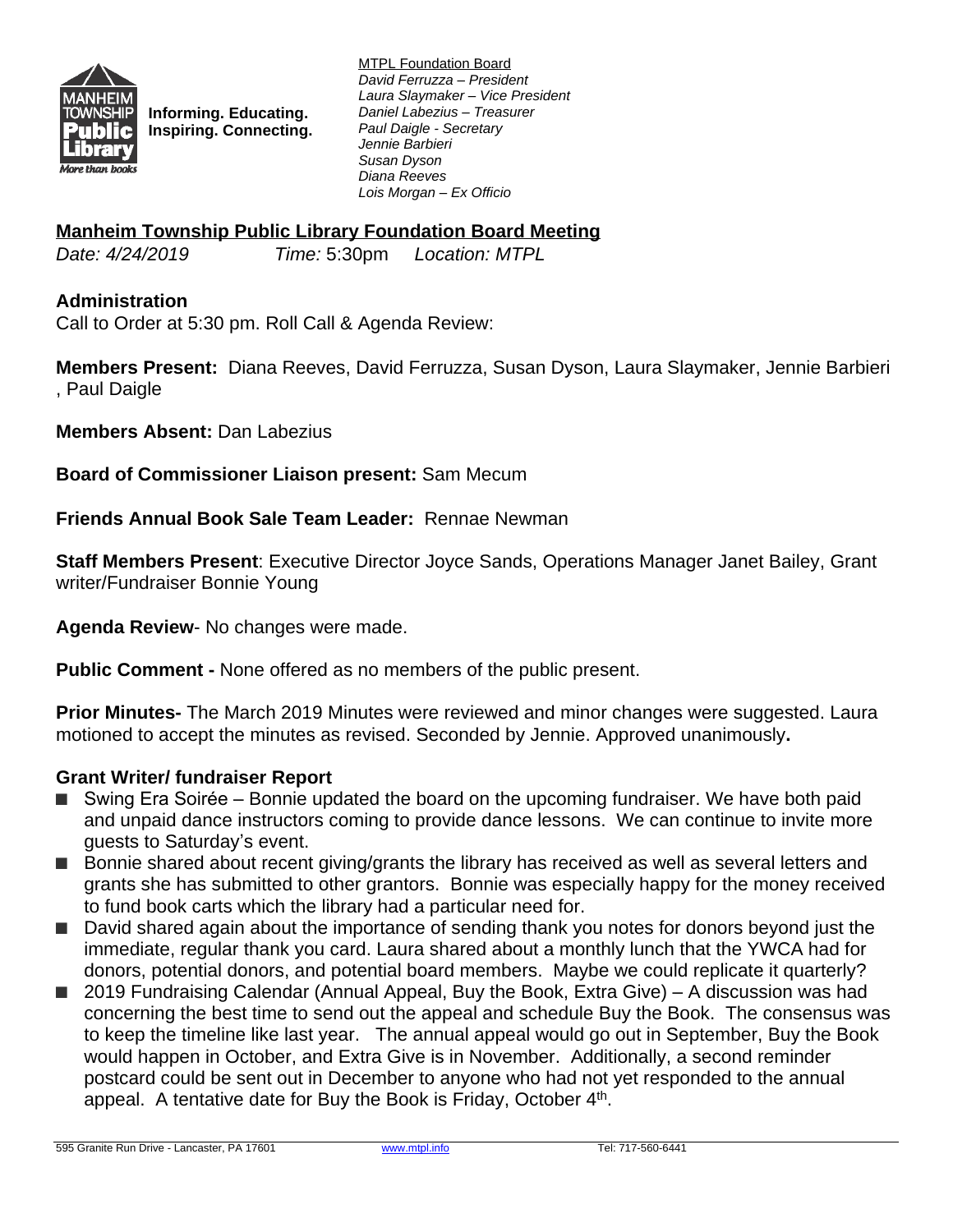Informing. Educating. Inspiring. Connecting.

MTPL Foundation Board
*David Ferruzza – President*
*Laura Slaymaker – Vice President*
*Daniel Labezius – Treasurer*
*Paul Daigle - Secretary*
*Jennie Barbieri*
*Susan Dyson*
*Diana Reeves*
*Lois Morgan – Ex Officio*

## Manheim Township Public Library Foundation Board Meeting

*Date: 4/24/2019* *Time:* 5:30pm *Location: MTPL*

### Administration

Call to Order at 5:30 pm. Roll Call & Agenda Review:

**Members Present:** Diana Reeves, David Ferruzza, Susan Dyson, Laura Slaymaker, Jennie Barbieri , Paul Daigle

**Members Absent:** Dan Labezius

**Board of Commissioner Liaison present:** Sam Mecum

**Friends Annual Book Sale Team Leader:** Rennae Newman

**Staff Members Present**: Executive Director Joyce Sands, Operations Manager Janet Bailey, Grant writer/Fundraiser Bonnie Young

**Agenda Review**- No changes were made.

**Public Comment -** None offered as no members of the public present.

**Prior Minutes-** The March 2019 Minutes were reviewed and minor changes were suggested. Laura motioned to accept the minutes as revised. Seconded by Jennie. Approved unanimously**.**

### Grant Writer/ fundraiser Report

- Swing Era Soirée – Bonnie updated the board on the upcoming fundraiser. We have both paid and unpaid dance instructors coming to provide dance lessons. We can continue to invite more guests to Saturday's event.
- Bonnie shared about recent giving/grants the library has received as well as several letters and grants she has submitted to other grantors. Bonnie was especially happy for the money received to fund book carts which the library had a particular need for.
- David shared again about the importance of sending thank you notes for donors beyond just the immediate, regular thank you card. Laura shared about a monthly lunch that the YWCA had for donors, potential donors, and potential board members. Maybe we could replicate it quarterly?
- 2019 Fundraising Calendar (Annual Appeal, Buy the Book, Extra Give) – A discussion was had concerning the best time to send out the appeal and schedule Buy the Book. The consensus was to keep the timeline like last year. The annual appeal would go out in September, Buy the Book would happen in October, and Extra Give is in November. Additionally, a second reminder postcard could be sent out in December to anyone who had not yet responded to the annual appeal. A tentative date for Buy the Book is Friday, October 4th.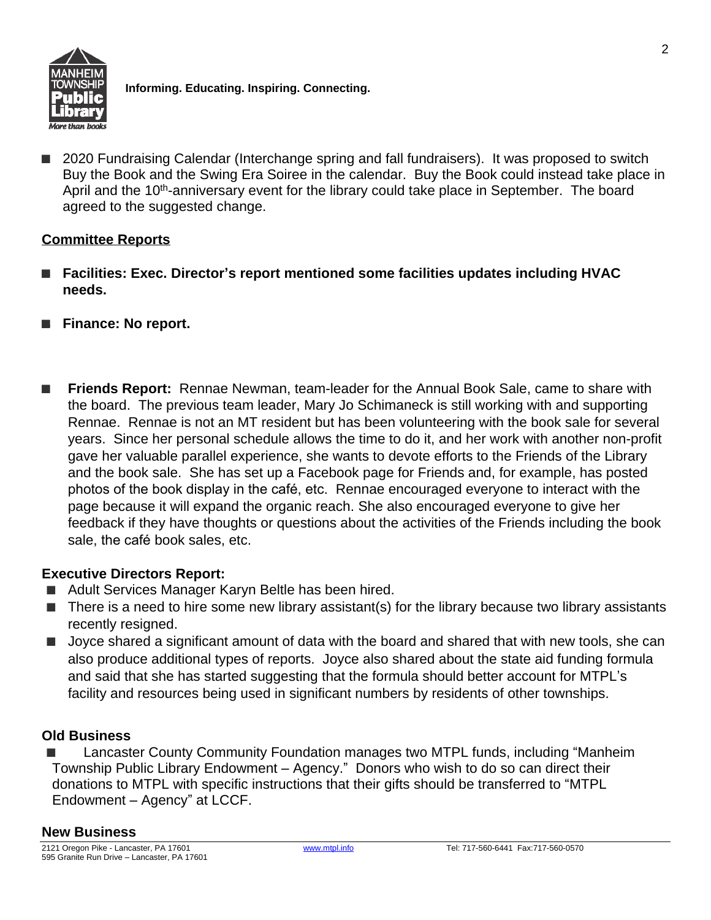- 2020 Fundraising Calendar (Interchange spring and fall fundraisers). It was proposed to switch Buy the Book and the Swing Era Soiree in the calendar. Buy the Book could instead take place in April and the 10th-anniversary event for the library could take place in September. The board agreed to the suggested change.

## Committee Reports

- **Facilities: Exec. Director's report mentioned some facilities updates including HVAC needs.**
- **Finance: No report.**

- **Friends Report:** Rennae Newman, team-leader for the Annual Book Sale, came to share with the board. The previous team leader, Mary Jo Schimaneck is still working with and supporting Rennae. Rennae is not an MT resident but has been volunteering with the book sale for several years. Since her personal schedule allows the time to do it, and her work with another non-profit gave her valuable parallel experience, she wants to devote efforts to the Friends of the Library and the book sale. She has set up a Facebook page for Friends and, for example, has posted photos of the book display in the café, etc. Rennae encouraged everyone to interact with the page because it will expand the organic reach. She also encouraged everyone to give her feedback if they have thoughts or questions about the activities of the Friends including the book sale, the café book sales, etc.

## Executive Directors Report:

- Adult Services Manager Karyn Beltle has been hired.
- There is a need to hire some new library assistant(s) for the library because two library assistants recently resigned.
- Joyce shared a significant amount of data with the board and shared that with new tools, she can also produce additional types of reports. Joyce also shared about the state aid funding formula and said that she has started suggesting that the formula should better account for MTPL's facility and resources being used in significant numbers by residents of other townships.

## Old Business

- Lancaster County Community Foundation manages two MTPL funds, including "Manheim Township Public Library Endowment – Agency." Donors who wish to do so can direct their donations to MTPL with specific instructions that their gifts should be transferred to "MTPL Endowment – Agency" at LCCF.

## New Business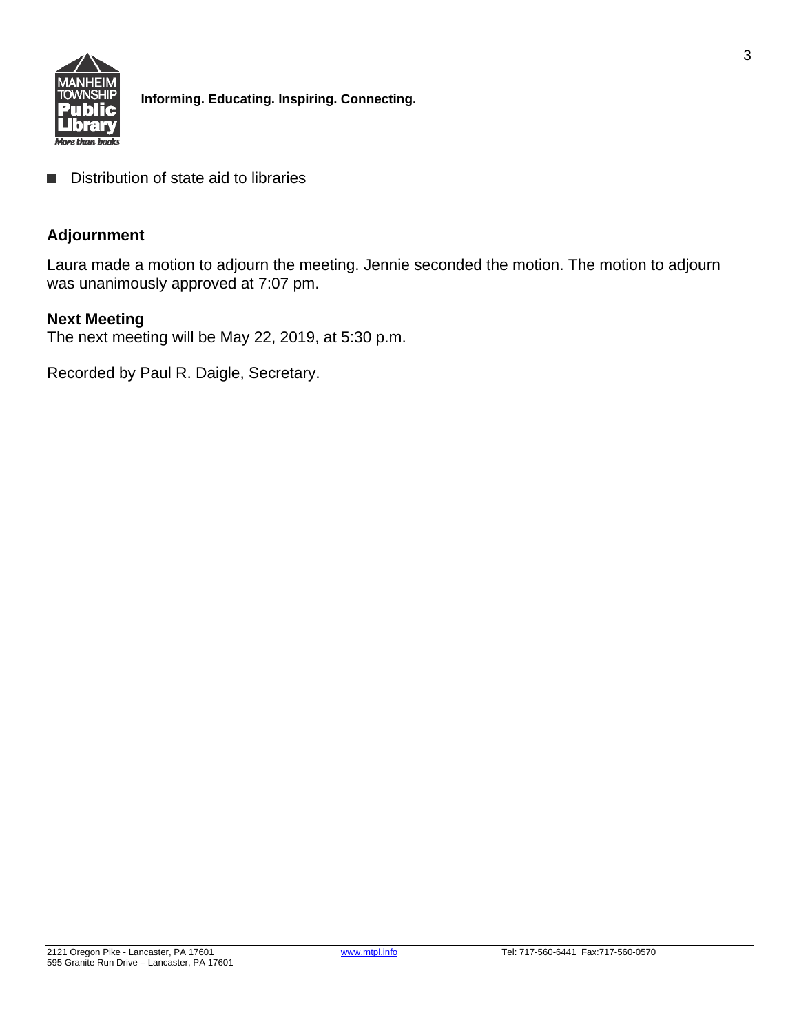- Distribution of state aid to libraries

## Adjournment

Laura made a motion to adjourn the meeting. Jennie seconded the motion. The motion to adjourn was unanimously approved at 7:07 pm.

### Next Meeting

The next meeting will be May 22, 2019, at 5:30 p.m.

Recorded by Paul R. Daigle, Secretary.